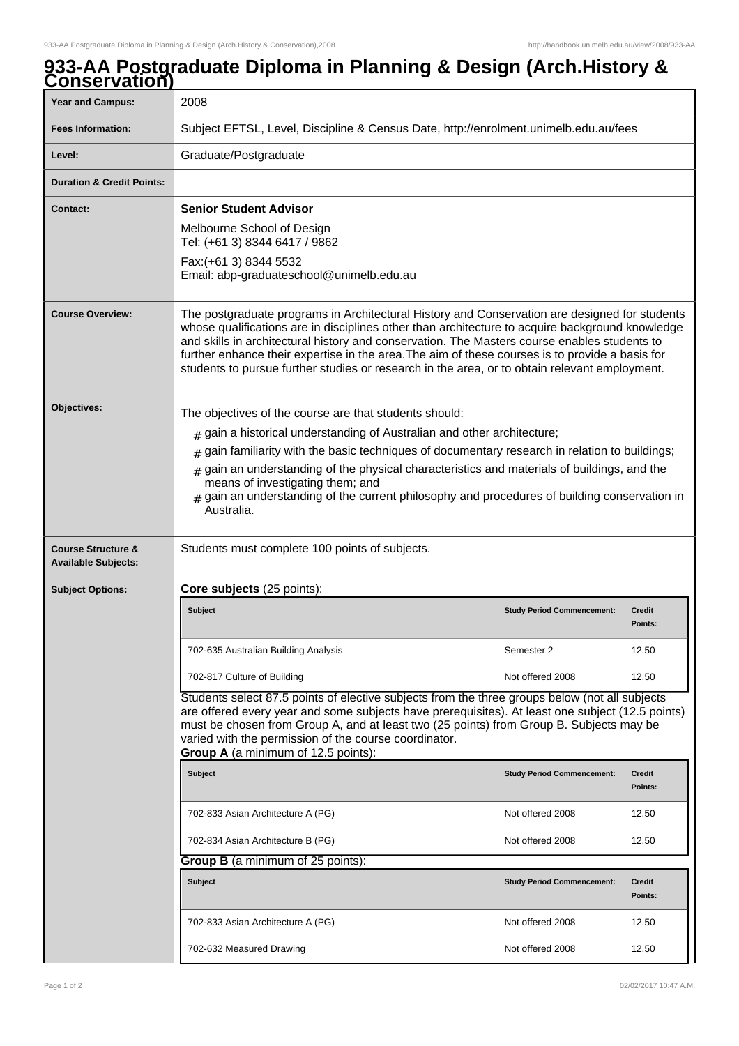# 933-AA Postgraduate Diploma in Planning & Design (Arch.History & Conservation)

| | |
|---|---|
| **Year and Campus:** | 2008 |
| **Fees Information:** | Subject EFTSL, Level, Discipline & Census Date, http://enrolment.unimelb.edu.au/fees |
| **Level:** | Graduate/Postgraduate |
| **Duration & Credit Points:** | |
| **Contact:** | **Senior Student Advisor**<br>Melbourne School of Design<br>Tel: (+61 3) 8344 6417 / 9862<br>Fax:(+61 3) 8344 5532<br>Email: abp-graduateschool@unimelb.edu.au |
| **Course Overview:** | The postgraduate programs in Architectural History and Conservation are designed for students whose qualifications are in disciplines other than architecture to acquire background knowledge and skills in architectural history and conservation. The Masters course enables students to further enhance their expertise in the area.The aim of these courses is to provide a basis for students to pursue further studies or research in the area, or to obtain relevant employment. |
| **Objectives:** | The objectives of the course are that students should:<br># gain a historical understanding of Australian and other architecture;<br># gain familiarity with the basic techniques of documentary research in relation to buildings;<br># gain an understanding of the physical characteristics and materials of buildings, and the means of investigating them; and<br># gain an understanding of the current philosophy and procedures of building conservation in Australia. |
| **Course Structure & Available Subjects:** | Students must complete 100 points of subjects. |

**Subject Options:**

**Core subjects** (25 points):

| Subject | Study Period Commencement: | Credit Points: |
|---|---|---|
| 702-635 Australian Building Analysis | Semester 2 | 12.50 |
| 702-817 Culture of Building | Not offered 2008 | 12.50 |

Students select 87.5 points of elective subjects from the three groups below (not all subjects are offered every year and some subjects have prerequisites). At least one subject (12.5 points) must be chosen from Group A, and at least two (25 points) from Group B. Subjects may be varied with the permission of the course coordinator.

**Group A** (a minimum of 12.5 points):

| Subject | Study Period Commencement: | Credit Points: |
|---|---|---|
| 702-833 Asian Architecture A (PG) | Not offered 2008 | 12.50 |
| 702-834 Asian Architecture B (PG) | Not offered 2008 | 12.50 |

**Group B** (a minimum of 25 points):

| Subject | Study Period Commencement: | Credit Points: |
|---|---|---|
| 702-833 Asian Architecture A (PG) | Not offered 2008 | 12.50 |
| 702-632 Measured Drawing | Not offered 2008 | 12.50 |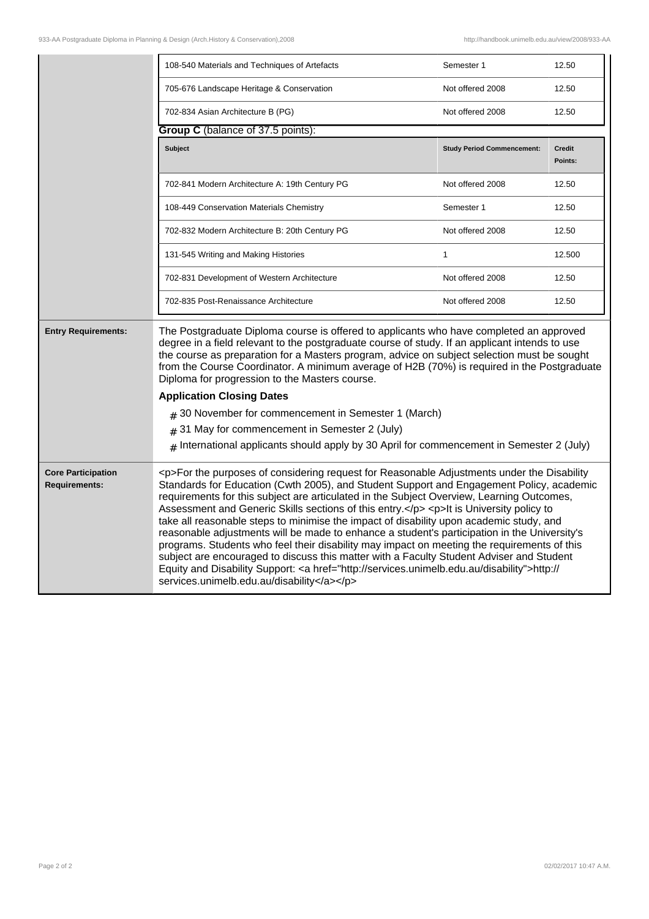| | | |
|---|---|---|
| 108-540 Materials and Techniques of Artefacts | Semester 1 | 12.50 |
| 705-676 Landscape Heritage & Conservation | Not offered 2008 | 12.50 |
| 702-834 Asian Architecture B (PG) | Not offered 2008 | 12.50 |

**Group C** (balance of 37.5 points):

| Subject | Study Period Commencement: | Credit Points: |
|---|---|---|
| 702-841 Modern Architecture A: 19th Century PG | Not offered 2008 | 12.50 |
| 108-449 Conservation Materials Chemistry | Semester 1 | 12.50 |
| 702-832 Modern Architecture B: 20th Century PG | Not offered 2008 | 12.50 |
| 131-545 Writing and Making Histories | 1 | 12.500 |
| 702-831 Development of Western Architecture | Not offered 2008 | 12.50 |
| 702-835 Post-Renaissance Architecture | Not offered 2008 | 12.50 |

**Entry Requirements:**

The Postgraduate Diploma course is offered to applicants who have completed an approved degree in a field relevant to the postgraduate course of study. If an applicant intends to use the course as preparation for a Masters program, advice on subject selection must be sought from the Course Coordinator. A minimum average of H2B (70%) is required in the Postgraduate Diploma for progression to the Masters course.

**Application Closing Dates**

- 30 November for commencement in Semester 1 (March)
- 31 May for commencement in Semester 2 (July)
- International applicants should apply by 30 April for commencement in Semester 2 (July)

**Core Participation Requirements:**

<p>For the purposes of considering request for Reasonable Adjustments under the Disability Standards for Education (Cwth 2005), and Student Support and Engagement Policy, academic requirements for this subject are articulated in the Subject Overview, Learning Outcomes, Assessment and Generic Skills sections of this entry.</p> <p>It is University policy to take all reasonable steps to minimise the impact of disability upon academic study, and reasonable adjustments will be made to enhance a student's participation in the University's programs. Students who feel their disability may impact on meeting the requirements of this subject are encouraged to discuss this matter with a Faculty Student Adviser and Student Equity and Disability Support: <a href="http://services.unimelb.edu.au/disability">http://services.unimelb.edu.au/disability</a></p>